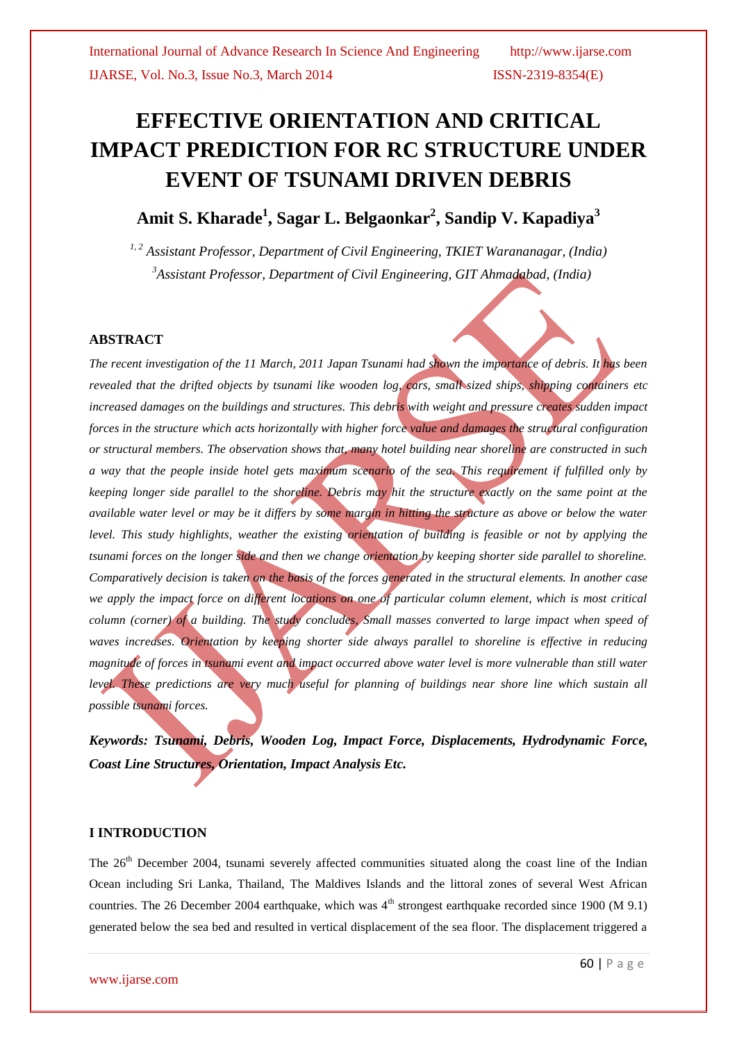# EFFECTIVE ORIENTATION AND CRITICAL IMPACT PREDICTION FOR RC STRUCTURE UNDER EVENT OF TSUNAMI DRIVEN DEBRIS

## Amit S. Kharade[1], Sagar L. Belgaonkar[2], Sandip V. Kapadiya[3]

*[1, 2] Assistant Professor, Department of Civil Engineering, TKIET Warananagar, (India)*
*[3]Assistant Professor, Department of Civil Engineering, GIT Ahmadabad, (India)*

### ABSTRACT

*The recent investigation of the 11 March, 2011 Japan Tsunami had shown the importance of debris. It has been revealed that the drifted objects by tsunami like wooden log, cars, small sized ships, shipping containers etc increased damages on the buildings and structures. This debris with weight and pressure creates sudden impact forces in the structure which acts horizontally with higher force value and damages the structural configuration or structural members. The observation shows that, many hotel building near shoreline are constructed in such a way that the people inside hotel gets maximum scenario of the sea. This requirement if fulfilled only by keeping longer side parallel to the shoreline. Debris may hit the structure exactly on the same point at the available water level or may be it differs by some margin in hitting the structure as above or below the water level. This study highlights, weather the existing orientation of building is feasible or not by applying the tsunami forces on the longer side and then we change orientation by keeping shorter side parallel to shoreline. Comparatively decision is taken on the basis of the forces generated in the structural elements. In another case we apply the impact force on different locations on one of particular column element, which is most critical column (corner) of a building. The study concludes, Small masses converted to large impact when speed of waves increases. Orientation by keeping shorter side always parallel to shoreline is effective in reducing magnitude of forces in tsunami event and impact occurred above water level is more vulnerable than still water level. These predictions are very much useful for planning of buildings near shore line which sustain all possible tsunami forces.*

***Keywords: Tsunami, Debris, Wooden Log, Impact Force, Displacements, Hydrodynamic Force, Coast Line Structures, Orientation, Impact Analysis Etc.***

### I INTRODUCTION

The 26th December 2004, tsunami severely affected communities situated along the coast line of the Indian Ocean including Sri Lanka, Thailand, The Maldives Islands and the littoral zones of several West African countries. The 26 December 2004 earthquake, which was 4th strongest earthquake recorded since 1900 (M 9.1) generated below the sea bed and resulted in vertical displacement of the sea floor. The displacement triggered a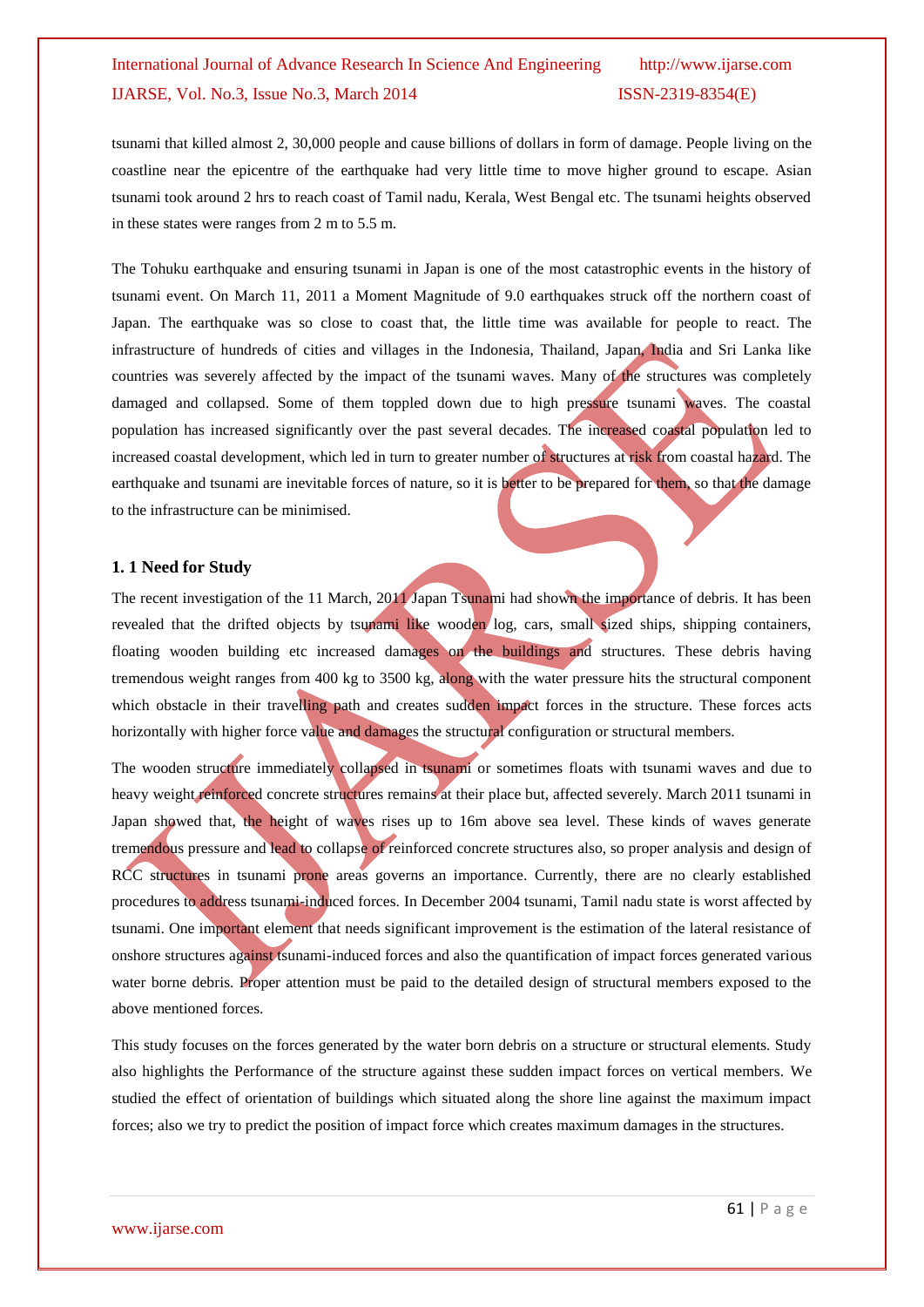tsunami that killed almost 2, 30,000 people and cause billions of dollars in form of damage. People living on the coastline near the epicentre of the earthquake had very little time to move higher ground to escape. Asian tsunami took around 2 hrs to reach coast of Tamil nadu, Kerala, West Bengal etc. The tsunami heights observed in these states were ranges from 2 m to 5.5 m.

The Tohuku earthquake and ensuring tsunami in Japan is one of the most catastrophic events in the history of tsunami event. On March 11, 2011 a Moment Magnitude of 9.0 earthquakes struck off the northern coast of Japan. The earthquake was so close to coast that, the little time was available for people to react. The infrastructure of hundreds of cities and villages in the Indonesia, Thailand, Japan, India and Sri Lanka like countries was severely affected by the impact of the tsunami waves. Many of the structures was completely damaged and collapsed. Some of them toppled down due to high pressure tsunami waves. The coastal population has increased significantly over the past several decades. The increased coastal population led to increased coastal development, which led in turn to greater number of structures at risk from coastal hazard. The earthquake and tsunami are inevitable forces of nature, so it is better to be prepared for them, so that the damage to the infrastructure can be minimised.

### 1. 1 Need for Study

The recent investigation of the 11 March, 2011 Japan Tsunami had shown the importance of debris. It has been revealed that the drifted objects by tsunami like wooden log, cars, small sized ships, shipping containers, floating wooden building etc increased damages on the buildings and structures. These debris having tremendous weight ranges from 400 kg to 3500 kg, along with the water pressure hits the structural component which obstacle in their travelling path and creates sudden impact forces in the structure. These forces acts horizontally with higher force value and damages the structural configuration or structural members.

The wooden structure immediately collapsed in tsunami or sometimes floats with tsunami waves and due to heavy weight reinforced concrete structures remains at their place but, affected severely. March 2011 tsunami in Japan showed that, the height of waves rises up to 16m above sea level. These kinds of waves generate tremendous pressure and lead to collapse of reinforced concrete structures also, so proper analysis and design of RCC structures in tsunami prone areas governs an importance. Currently, there are no clearly established procedures to address tsunami-induced forces. In December 2004 tsunami, Tamil nadu state is worst affected by tsunami. One important element that needs significant improvement is the estimation of the lateral resistance of onshore structures against tsunami-induced forces and also the quantification of impact forces generated various water borne debris. Proper attention must be paid to the detailed design of structural members exposed to the above mentioned forces.

This study focuses on the forces generated by the water born debris on a structure or structural elements. Study also highlights the Performance of the structure against these sudden impact forces on vertical members. We studied the effect of orientation of buildings which situated along the shore line against the maximum impact forces; also we try to predict the position of impact force which creates maximum damages in the structures.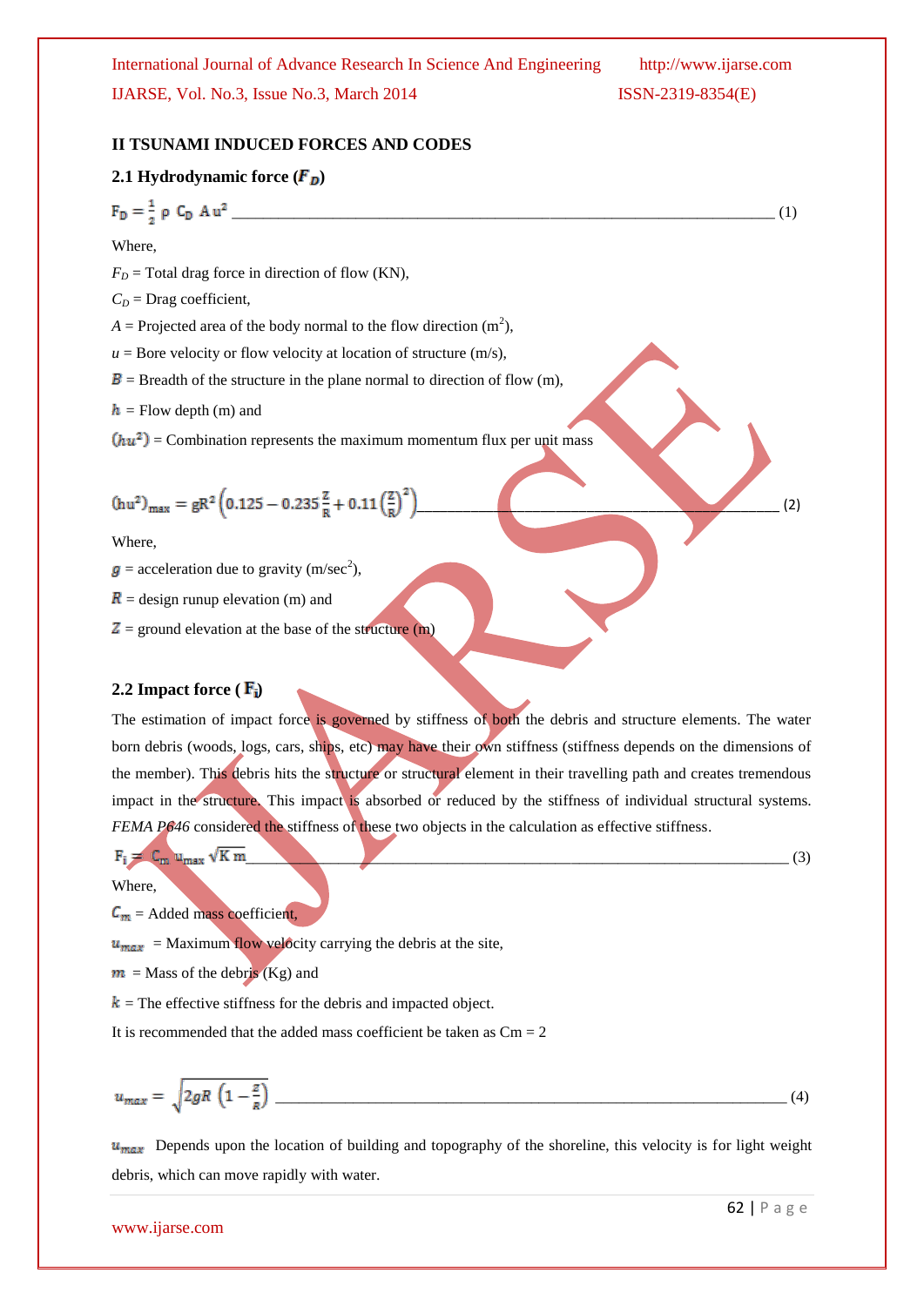## II TSUNAMI INDUCED FORCES AND CODES

### 2.1 Hydrodynamic force ($F_D$)

$$F_D = \frac{1}{2}\,\rho\, C_D\, A\, u^2 \qquad (1)$$

Where,

$F_D$ = Total drag force in direction of flow (KN),

$C_D$ = Drag coefficient,

$A$ = Projected area of the body normal to the flow direction ($m^2$),

$u$ = Bore velocity or flow velocity at location of structure (m/s),

$B$ = Breadth of the structure in the plane normal to direction of flow (m),

$h$ = Flow depth (m) and

$(hu^2)$ = Combination represents the maximum momentum flux per unit mass

$$(hu^2)_{max} = gR^2\left(0.125 - 0.235\frac{Z}{R} + 0.11\left(\frac{Z}{R}\right)^2\right) \qquad (2)$$

Where,

$g$ = acceleration due to gravity ($m/sec^2$),

$R$ = design runup elevation (m) and

$Z$ = ground elevation at the base of the structure (m)

### 2.2 Impact force ( $F_i$)

The estimation of impact force is governed by stiffness of both the debris and structure elements. The water born debris (woods, logs, cars, ships, etc) may have their own stiffness (stiffness depends on the dimensions of the member). This debris hits the structure or structural element in their travelling path and creates tremendous impact in the structure. This impact is absorbed or reduced by the stiffness of individual structural systems. *FEMA P646* considered the stiffness of these two objects in the calculation as effective stiffness.

$$F_i = C_m\, u_{max}\, \sqrt{K\, m} \qquad (3)$$

Where,

$C_m$ = Added mass coefficient,

$u_{max}$ = Maximum flow velocity carrying the debris at the site,

$m$ = Mass of the debris (Kg) and

$k$ = The effective stiffness for the debris and impacted object.

It is recommended that the added mass coefficient be taken as Cm = 2

$$u_{max} = \sqrt{2gR\left(1 - \frac{z}{R}\right)} \qquad (4)$$

$u_{max}$ Depends upon the location of building and topography of the shoreline, this velocity is for light weight debris, which can move rapidly with water.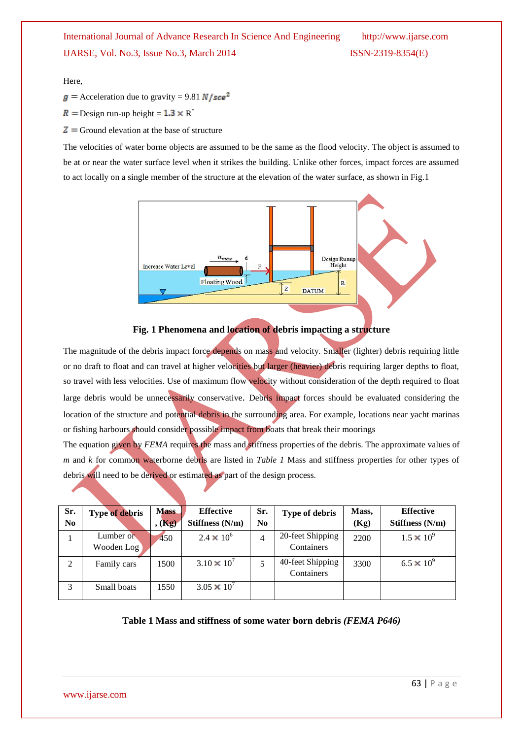Here,

$g$ = Acceleration due to gravity = 9.81 $N/sce^2$

$R$ = Design run-up height = $1.3 \times R^*$

$Z$ = Ground elevation at the base of structure

The velocities of water borne objects are assumed to be the same as the flood velocity. The object is assumed to be at or near the water surface level when it strikes the building. Unlike other forces, impact forces are assumed to act locally on a single member of the structure at the elevation of the water surface, as shown in Fig.1

**Fig. 1 Phenomena and location of debris impacting a structure**

The magnitude of the debris impact force depends on mass and velocity. Smaller (lighter) debris requiring little or no draft to float and can travel at higher velocities but larger (heavier) debris requiring larger depths to float, so travel with less velocities. Use of maximum flow velocity without consideration of the depth required to float large debris would be unnecessarily conservative. Debris impact forces should be evaluated considering the location of the structure and potential debris in the surrounding area. For example, locations near yacht marinas or fishing harbours should consider possible impact from boats that break their moorings

The equation given by *FEMA* requires the mass and stiffness properties of the debris. The approximate values of *m* and *k* for common waterborne debris are listed in *Table 1* Mass and stiffness properties for other types of debris will need to be derived or estimated as part of the design process.

| Sr. No | Type of debris | Mass, (Kg) | Effective Stiffness (N/m) | Sr. No | Type of debris | Mass, (Kg) | Effective Stiffness (N/m) |
|---|---|---|---|---|---|---|---|
| 1 | Lumber or Wooden Log | 450 | $2.4 \times 10^6$ | 4 | 20-feet Shipping Containers | 2200 | $1.5 \times 10^9$ |
| 2 | Family cars | 1500 | $3.10 \times 10^7$ | 5 | 40-feet Shipping Containers | 3300 | $6.5 \times 10^9$ |
| 3 | Small boats | 1550 | $3.05 \times 10^7$ | | | | |

**Table 1 Mass and stiffness of some water born debris *(FEMA P646)***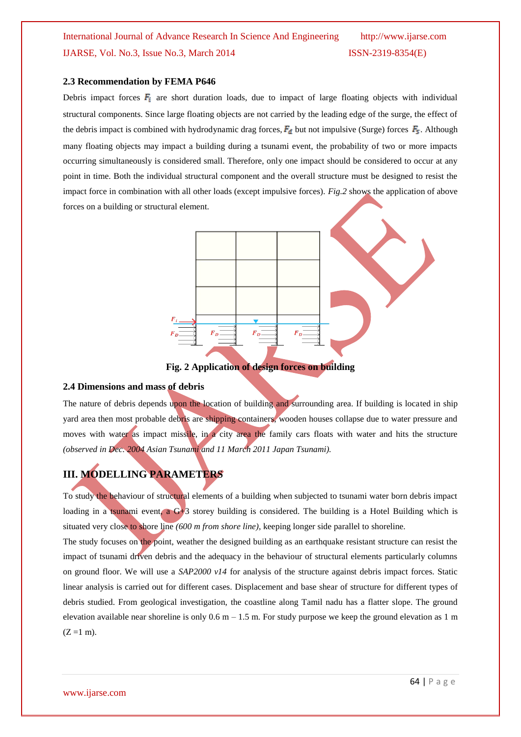### 2.3 Recommendation by FEMA P646

Debris impact forces $F_i$ are short duration loads, due to impact of large floating objects with individual structural components. Since large floating objects are not carried by the leading edge of the surge, the effect of the debris impact is combined with hydrodynamic drag forces, $F_d$ but not impulsive (Surge) forces $F_S$. Although many floating objects may impact a building during a tsunami event, the probability of two or more impacts occurring simultaneously is considered small. Therefore, only one impact should be considered to occur at any point in time. Both the individual structural component and the overall structure must be designed to resist the impact force in combination with all other loads (except impulsive forces). *Fig.2* shows the application of above forces on a building or structural element.

**Fig. 2 Application of design forces on building**

### 2.4 Dimensions and mass of debris

The nature of debris depends upon the location of building and surrounding area. If building is located in ship yard area then most probable debris are shipping containers, wooden houses collapse due to water pressure and moves with water as impact missile, in a city area the family cars floats with water and hits the structure *(observed in Dec. 2004 Asian Tsunami and 11 March 2011 Japan Tsunami).*

## III. MODELLING PARAMETERS

To study the behaviour of structural elements of a building when subjected to tsunami water born debris impact loading in a tsunami event, a G+3 storey building is considered. The building is a Hotel Building which is situated very close to shore line *(600 m from shore line)*, keeping longer side parallel to shoreline.

The study focuses on the point, weather the designed building as an earthquake resistant structure can resist the impact of tsunami driven debris and the adequacy in the behaviour of structural elements particularly columns on ground floor. We will use a *SAP2000 v14* for analysis of the structure against debris impact forces. Static linear analysis is carried out for different cases. Displacement and base shear of structure for different types of debris studied. From geological investigation, the coastline along Tamil nadu has a flatter slope. The ground elevation available near shoreline is only 0.6 m – 1.5 m. For study purpose we keep the ground elevation as 1 m ($Z = 1$ m).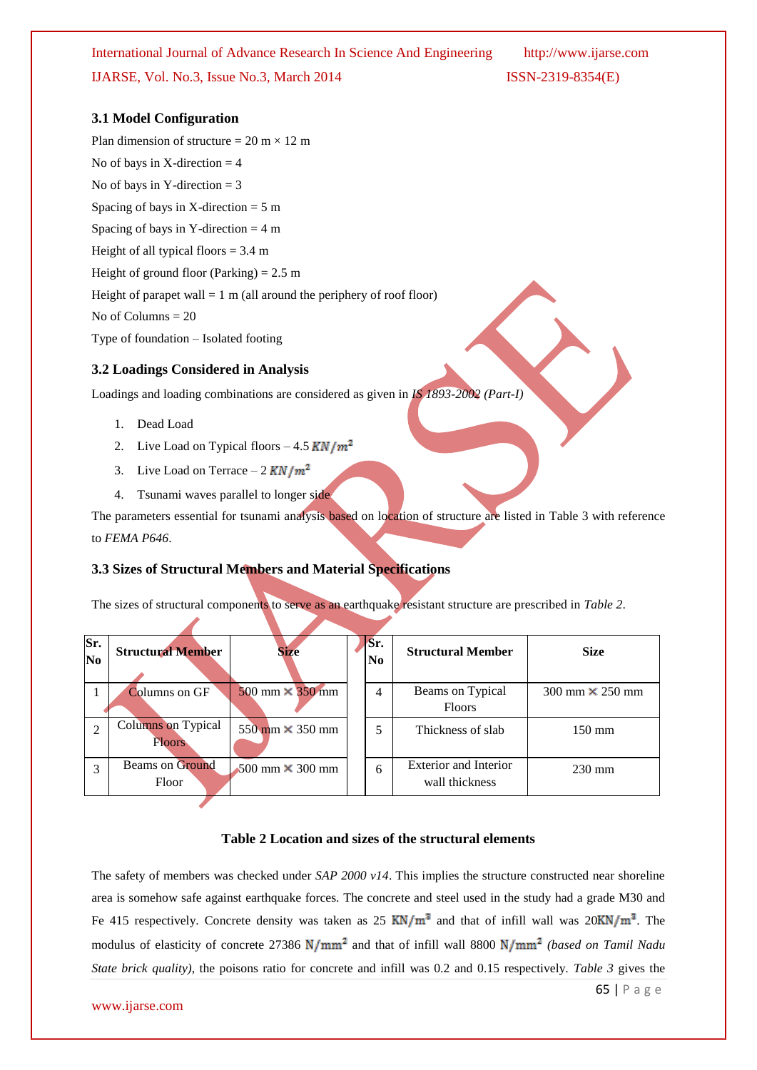### 3.1 Model Configuration

Plan dimension of structure = 20 m × 12 m

No of bays in X-direction = 4

No of bays in Y-direction = 3

Spacing of bays in X-direction = 5 m

Spacing of bays in Y-direction = 4 m

Height of all typical floors = 3.4 m

Height of ground floor (Parking) = 2.5 m

Height of parapet wall = 1 m (all around the periphery of roof floor)

No of Columns = 20

Type of foundation – Isolated footing

### 3.2 Loadings Considered in Analysis

Loadings and loading combinations are considered as given in *IS 1893-2002 (Part-I)*

1. Dead Load
2. Live Load on Typical floors – 4.5 $KN/m^2$
3. Live Load on Terrace – 2 $KN/m^2$
4. Tsunami waves parallel to longer side

The parameters essential for tsunami analysis based on location of structure are listed in Table 3 with reference to *FEMA P646*.

### 3.3 Sizes of Structural Members and Material Specifications

The sizes of structural components to serve as an earthquake resistant structure are prescribed in *Table 2*.

| Sr. No | Structural Member | Size | Sr. No | Structural Member | Size |
|---|---|---|---|---|---|
| 1 | Columns on GF | 500 mm × 350 mm | 4 | Beams on Typical Floors | 300 mm × 250 mm |
| 2 | Columns on Typical Floors | 550 mm × 350 mm | 5 | Thickness of slab | 150 mm |
| 3 | Beams on Ground Floor | 500 mm × 300 mm | 6 | Exterior and Interior wall thickness | 230 mm |

**Table 2 Location and sizes of the structural elements**

The safety of members was checked under *SAP 2000 v14*. This implies the structure constructed near shoreline area is somehow safe against earthquake forces. The concrete and steel used in the study had a grade M30 and Fe 415 respectively. Concrete density was taken as 25 $KN/m^3$ and that of infill wall was 20$KN/m^3$. The modulus of elasticity of concrete 27386 $N/mm^2$ and that of infill wall 8800 $N/mm^2$ *(based on Tamil Nadu State brick quality)*, the poisons ratio for concrete and infill was 0.2 and 0.15 respectively. *Table 3* gives the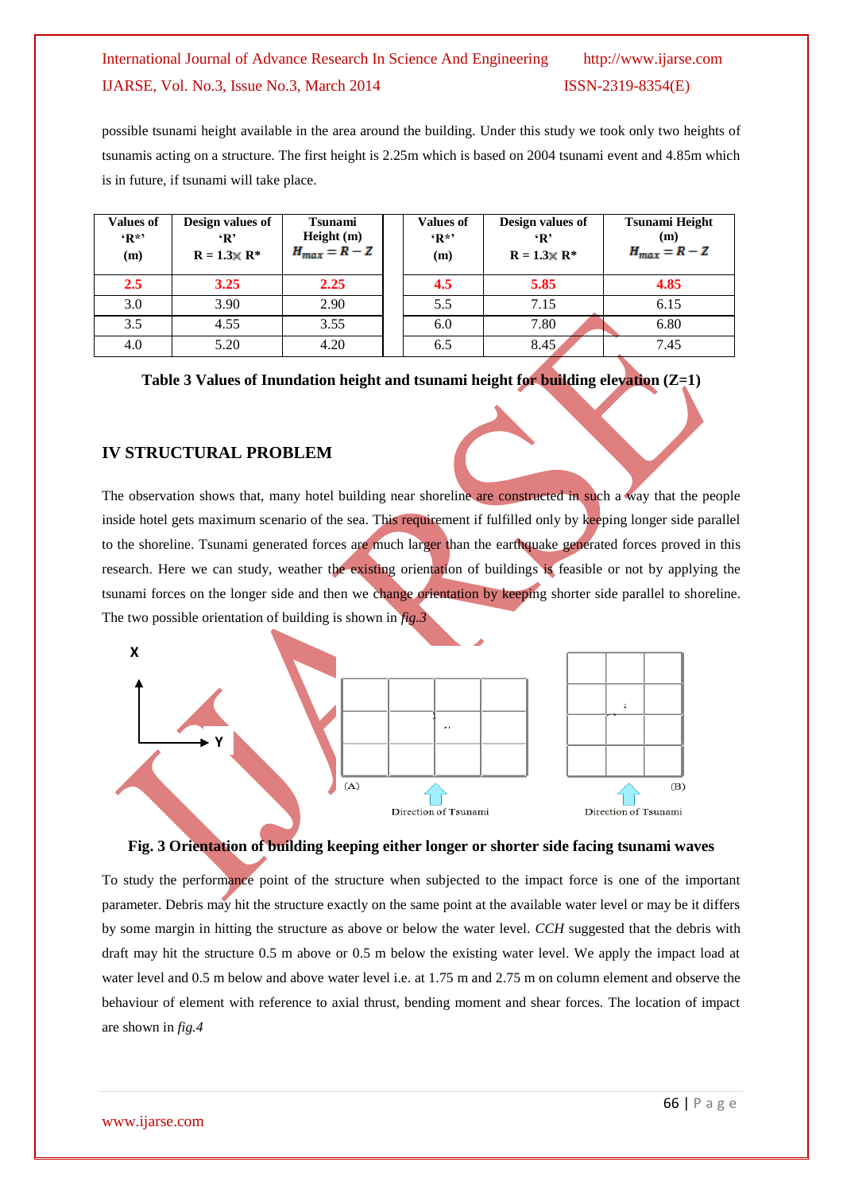possible tsunami height available in the area around the building. Under this study we took only two heights of tsunamis acting on a structure. The first height is 2.25m which is based on 2004 tsunami event and 4.85m which is in future, if tsunami will take place.

| Values of 'R*' (m) | Design values of 'R' R = 1.3 × R* | Tsunami Height (m) $H_{max} = R - Z$ | | Values of 'R*' (m) | Design values of 'R' R = 1.3 × R* | Tsunami Height (m) $H_{max} = R - Z$ |
|---|---|---|---|---|---|---|
| **2.5** | **3.25** | **2.25** | | **4.5** | **5.85** | **4.85** |
| 3.0 | 3.90 | 2.90 | | 5.5 | 7.15 | 6.15 |
| 3.5 | 4.55 | 3.55 | | 6.0 | 7.80 | 6.80 |
| 4.0 | 5.20 | 4.20 | | 6.5 | 8.45 | 7.45 |

**Table 3 Values of Inundation height and tsunami height for building elevation (Z=1)**

## IV STRUCTURAL PROBLEM

The observation shows that, many hotel building near shoreline are constructed in such a way that the people inside hotel gets maximum scenario of the sea. This requirement if fulfilled only by keeping longer side parallel to the shoreline. Tsunami generated forces are much larger than the earthquake generated forces proved in this research. Here we can study, weather the existing orientation of buildings is feasible or not by applying the tsunami forces on the longer side and then we change orientation by keeping shorter side parallel to shoreline. The two possible orientation of building is shown in *fig.3*

**Fig. 3 Orientation of building keeping either longer or shorter side facing tsunami waves**

To study the performance point of the structure when subjected to the impact force is one of the important parameter. Debris may hit the structure exactly on the same point at the available water level or may be it differs by some margin in hitting the structure as above or below the water level. *CCH* suggested that the debris with draft may hit the structure 0.5 m above or 0.5 m below the existing water level. We apply the impact load at water level and 0.5 m below and above water level i.e. at 1.75 m and 2.75 m on column element and observe the behaviour of element with reference to axial thrust, bending moment and shear forces. The location of impact are shown in *fig.4*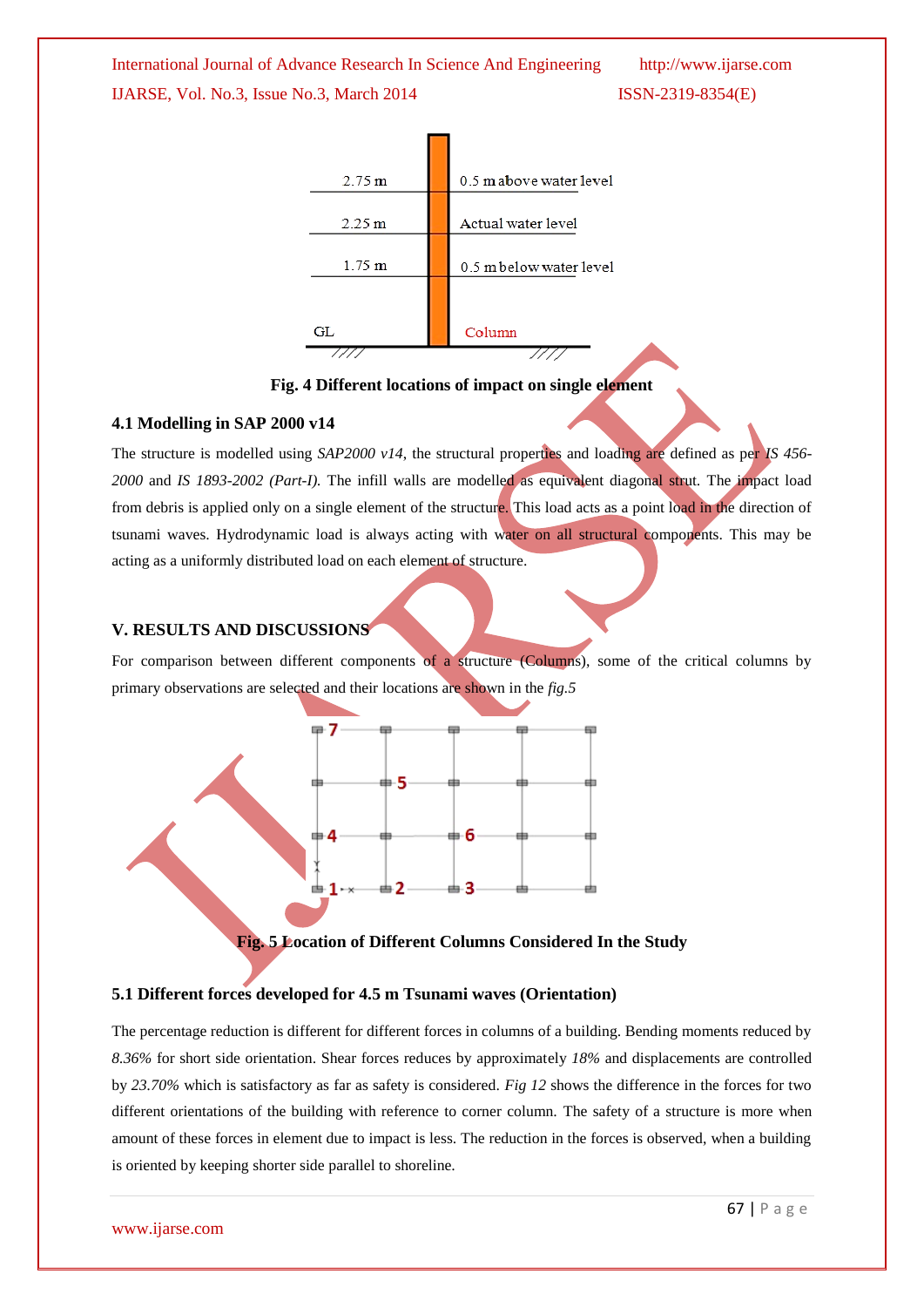Fig. 4 Different locations of impact on single element

### 4.1 Modelling in SAP 2000 v14

The structure is modelled using *SAP2000 v14*, the structural properties and loading are defined as per *IS 456-2000* and *IS 1893-2002 (Part-I).* The infill walls are modelled as equivalent diagonal strut. The impact load from debris is applied only on a single element of the structure. This load acts as a point load in the direction of tsunami waves. Hydrodynamic load is always acting with water on all structural components. This may be acting as a uniformly distributed load on each element of structure.

## V. RESULTS AND DISCUSSIONS

For comparison between different components of a structure (Columns), some of the critical columns by primary observations are selected and their locations are shown in the *fig.5*

Fig. 5 Location of Different Columns Considered In the Study

### 5.1 Different forces developed for 4.5 m Tsunami waves (Orientation)

The percentage reduction is different for different forces in columns of a building. Bending moments reduced by *8.36%* for short side orientation. Shear forces reduces by approximately *18%* and displacements are controlled by *23.70%* which is satisfactory as far as safety is considered. *Fig 12* shows the difference in the forces for two different orientations of the building with reference to corner column. The safety of a structure is more when amount of these forces in element due to impact is less. The reduction in the forces is observed, when a building is oriented by keeping shorter side parallel to shoreline.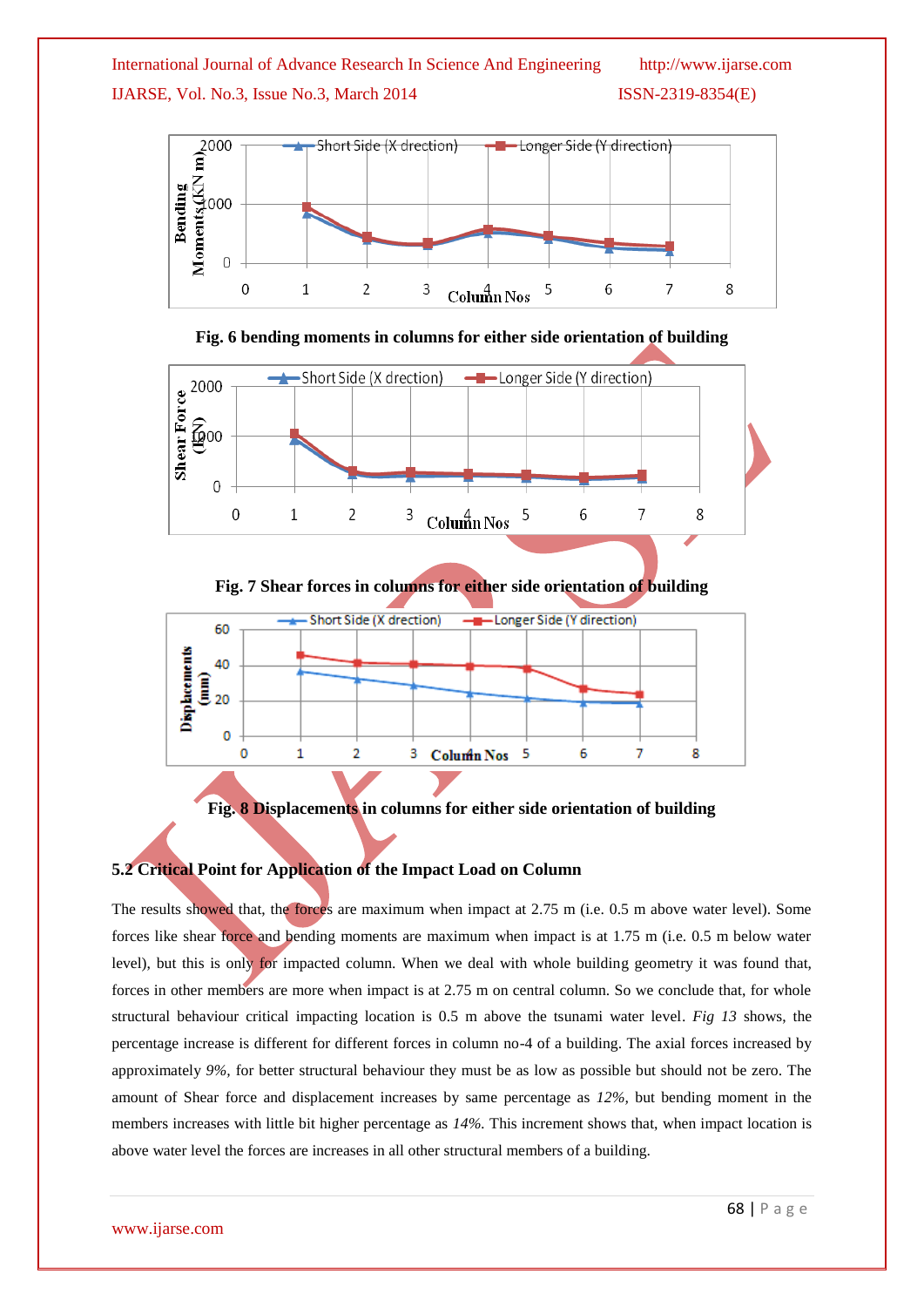Fig. 6 bending moments in columns for either side orientation of building

Fig. 7 Shear forces in columns for either side orientation of building

Fig. 8 Displacements in columns for either side orientation of building

### 5.2 Critical Point for Application of the Impact Load on Column

The results showed that, the forces are maximum when impact at 2.75 m (i.e. 0.5 m above water level). Some forces like shear force and bending moments are maximum when impact is at 1.75 m (i.e. 0.5 m below water level), but this is only for impacted column. When we deal with whole building geometry it was found that, forces in other members are more when impact is at 2.75 m on central column. So we conclude that, for whole structural behaviour critical impacting location is 0.5 m above the tsunami water level. *Fig 13* shows, the percentage increase is different for different forces in column no-4 of a building. The axial forces increased by approximately *9%,* for better structural behaviour they must be as low as possible but should not be zero. The amount of Shear force and displacement increases by same percentage as *12%,* but bending moment in the members increases with little bit higher percentage as *14%.* This increment shows that, when impact location is above water level the forces are increases in all other structural members of a building.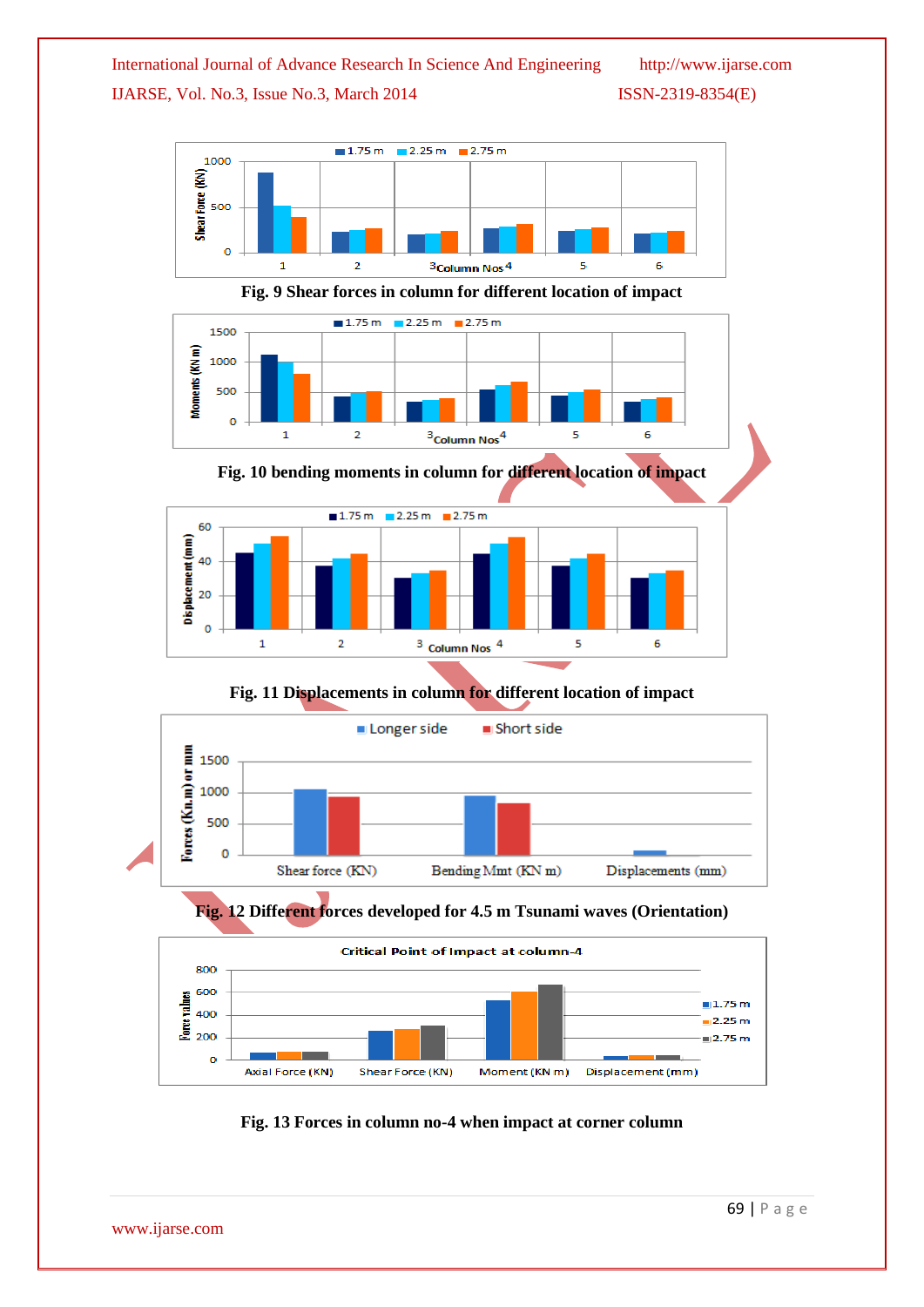Fig. 9 Shear forces in column for different location of impact

Fig. 10 bending moments in column for different location of impact

Fig. 11 Displacements in column for different location of impact

Fig. 12 Different forces developed for 4.5 m Tsunami waves (Orientation)

Fig. 13 Forces in column no-4 when impact at corner column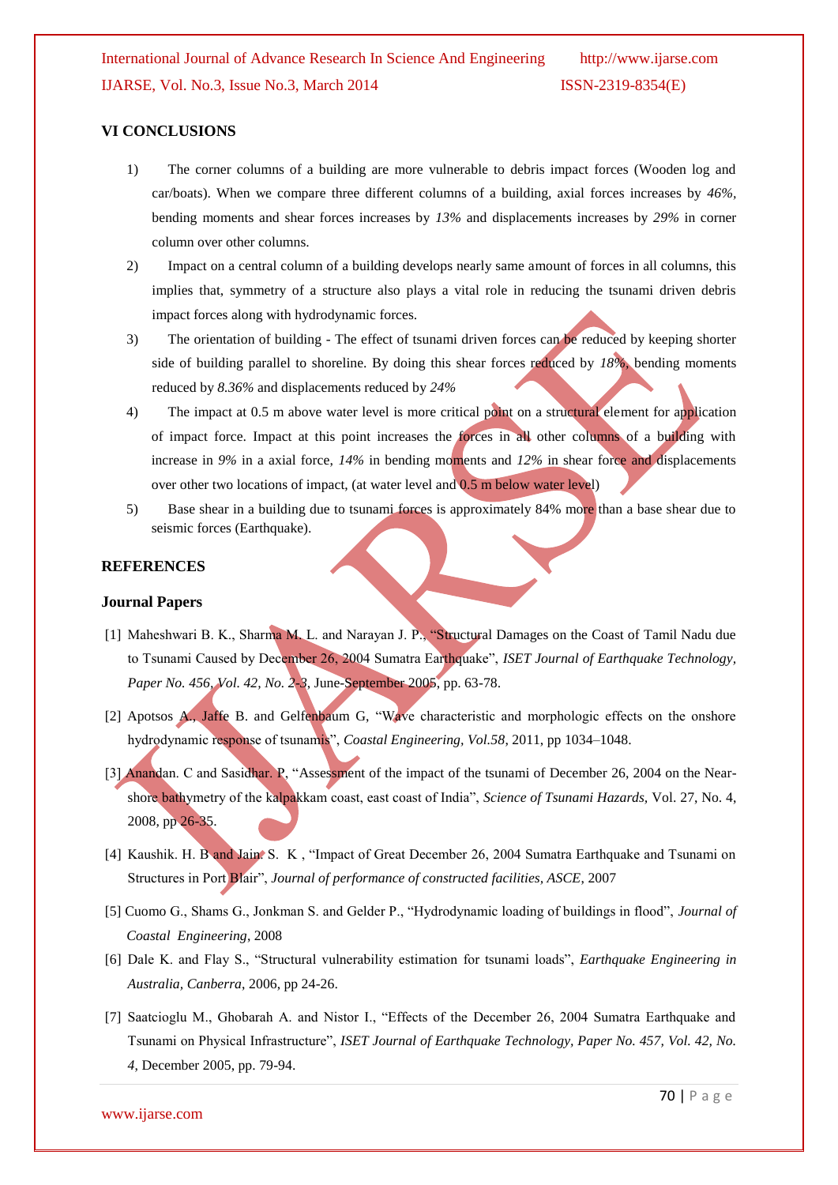## VI CONCLUSIONS

1) The corner columns of a building are more vulnerable to debris impact forces (Wooden log and car/boats). When we compare three different columns of a building, axial forces increases by *46%*, bending moments and shear forces increases by *13%* and displacements increases by *29%* in corner column over other columns.
2) Impact on a central column of a building develops nearly same amount of forces in all columns, this implies that, symmetry of a structure also plays a vital role in reducing the tsunami driven debris impact forces along with hydrodynamic forces.
3) The orientation of building - The effect of tsunami driven forces can be reduced by keeping shorter side of building parallel to shoreline. By doing this shear forces reduced by *18%*, bending moments reduced by *8.36%* and displacements reduced by *24%*
4) The impact at 0.5 m above water level is more critical point on a structural element for application of impact force. Impact at this point increases the forces in all other columns of a building with increase in *9%* in a axial force, *14%* in bending moments and *12%* in shear force and displacements over other two locations of impact, (at water level and 0.5 m below water level)
5) Base shear in a building due to tsunami forces is approximately 84% more than a base shear due to seismic forces (Earthquake).

## REFERENCES

### Journal Papers

[1] Maheshwari B. K., Sharma M. L. and Narayan J. P., "Structural Damages on the Coast of Tamil Nadu due to Tsunami Caused by December 26, 2004 Sumatra Earthquake", *ISET Journal of Earthquake Technology, Paper No. 456, Vol. 42, No. 2-3*, June-September 2005, pp. 63-78.

[2] Apotsos A., Jaffe B. and Gelfenbaum G, "Wave characteristic and morphologic effects on the onshore hydrodynamic response of tsunamis", *Coastal Engineering, Vol.58*, 2011, pp 1034–1048.

[3] Anandan. C and Sasidhar. P, "Assessment of the impact of the tsunami of December 26, 2004 on the Near-shore bathymetry of the kalpakkam coast, east coast of India", *Science of Tsunami Hazards,* Vol. 27, No. 4, 2008, pp 26-35.

[4] Kaushik. H. B and Jain. S. K , "Impact of Great December 26, 2004 Sumatra Earthquake and Tsunami on Structures in Port Blair", *Journal of performance of constructed facilities, ASCE,* 2007

[5] Cuomo G., Shams G., Jonkman S. and Gelder P., "Hydrodynamic loading of buildings in flood", *Journal of Coastal Engineering*, 2008

[6] Dale K. and Flay S., "Structural vulnerability estimation for tsunami loads", *Earthquake Engineering in Australia, Canberra,* 2006, pp 24-26.

[7] Saatcioglu M., Ghobarah A. and Nistor I., "Effects of the December 26, 2004 Sumatra Earthquake and Tsunami on Physical Infrastructure", *ISET Journal of Earthquake Technology, Paper No. 457, Vol. 42, No. 4*, December 2005, pp. 79-94.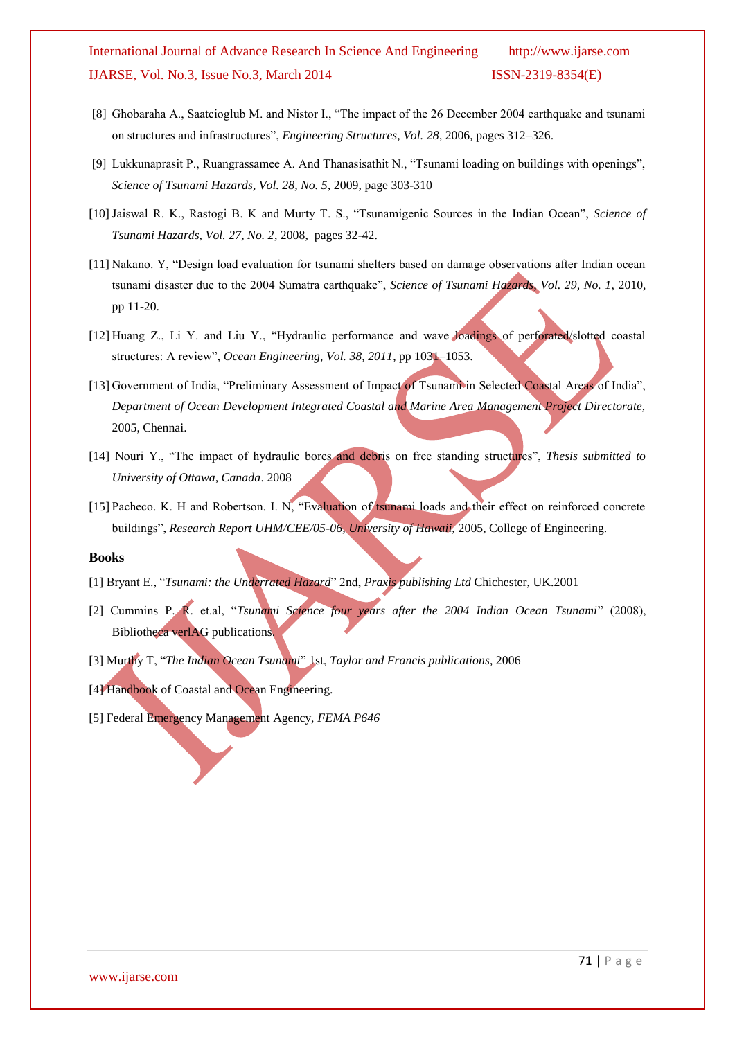[8] Ghobaraha A., Saatcioglub M. and Nistor I., "The impact of the 26 December 2004 earthquake and tsunami on structures and infrastructures", *Engineering Structures, Vol. 28*, 2006, pages 312–326.

[9] Lukkunaprasit P., Ruangrassamee A. And Thanasisathit N., "Tsunami loading on buildings with openings", *Science of Tsunami Hazards, Vol. 28, No. 5*, 2009, page 303-310

[10] Jaiswal R. K., Rastogi B. K and Murty T. S., "Tsunamigenic Sources in the Indian Ocean", *Science of Tsunami Hazards, Vol. 27, No. 2*, 2008, pages 32-42.

[11] Nakano. Y, "Design load evaluation for tsunami shelters based on damage observations after Indian ocean tsunami disaster due to the 2004 Sumatra earthquake", *Science of Tsunami Hazards, Vol. 29, No. 1,* 2010, pp 11-20.

[12] Huang Z., Li Y. and Liu Y., "Hydraulic performance and wave loadings of perforated/slotted coastal structures: A review", *Ocean Engineering, Vol. 38, 2011*, pp 1031–1053.

[13] Government of India, "Preliminary Assessment of Impact of Tsunami in Selected Coastal Areas of India", *Department of Ocean Development Integrated Coastal and Marine Area Management Project Directorate,* 2005, Chennai.

[14] Nouri Y., "The impact of hydraulic bores and debris on free standing structures", *Thesis submitted to University of Ottawa, Canada*. 2008

[15] Pacheco. K. H and Robertson. I. N, "Evaluation of tsunami loads and their effect on reinforced concrete buildings", *Research Report UHM/CEE/05-06, University of Hawaii,* 2005, College of Engineering.

**Books**

[1] Bryant E., "*Tsunami: the Underrated Hazard*" 2nd, *Praxis publishing Ltd* Chichester, UK.2001

[2] Cummins P. R. et.al, "*Tsunami Science four years after the 2004 Indian Ocean Tsunami*" (2008), Bibliotheca verlAG publications.

[3] Murthy T, "*The Indian Ocean Tsunami*" 1st, *Taylor and Francis publications*, 2006

[4] Handbook of Coastal and Ocean Engineering.

[5] Federal Emergency Management Agency, *FEMA P646*